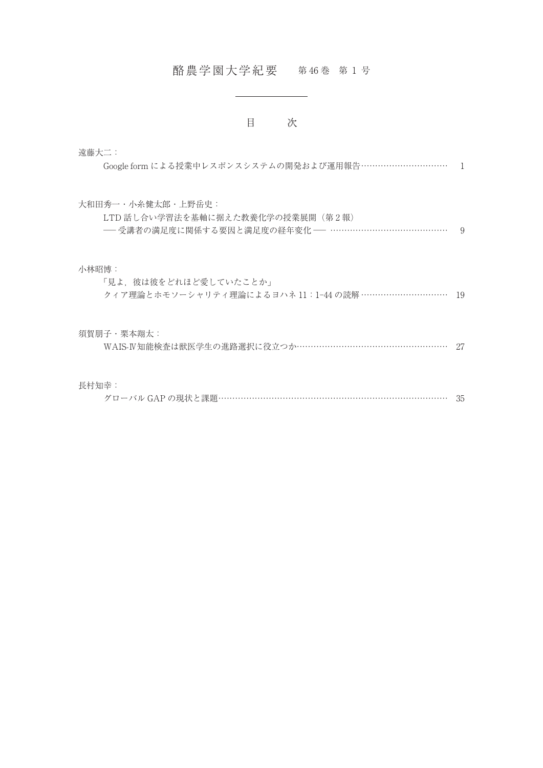# 酪農学園大学紀要　第46巻　第1号

## 目　　次

遠藤大二：

Google form による授業中レスポンスシステムの開発および運用報告…………………………… 1

大和田秀一・小糸健太郎・上野岳史：

LTD 話し合い学習法を基軸に据えた教養化学の授業展開（第2報）
── 受講者の満足度に関係する要因と満足度の経年変化 ── …………………………………… 9

小林昭博：

「見よ，彼は彼をどれほど愛していたことか」
クィア理論とホモソーシャリティ理論によるヨハネ 11：1-44 の読解 …………………………… 19

須賀朋子・栗本翔太：

WAIS-Ⅳ知能検査は獣医学生の進路選択に役立つか……………………………………………… 27

長村知幸：

グローバル GAP の現状と課題……………………………………………………………………… 35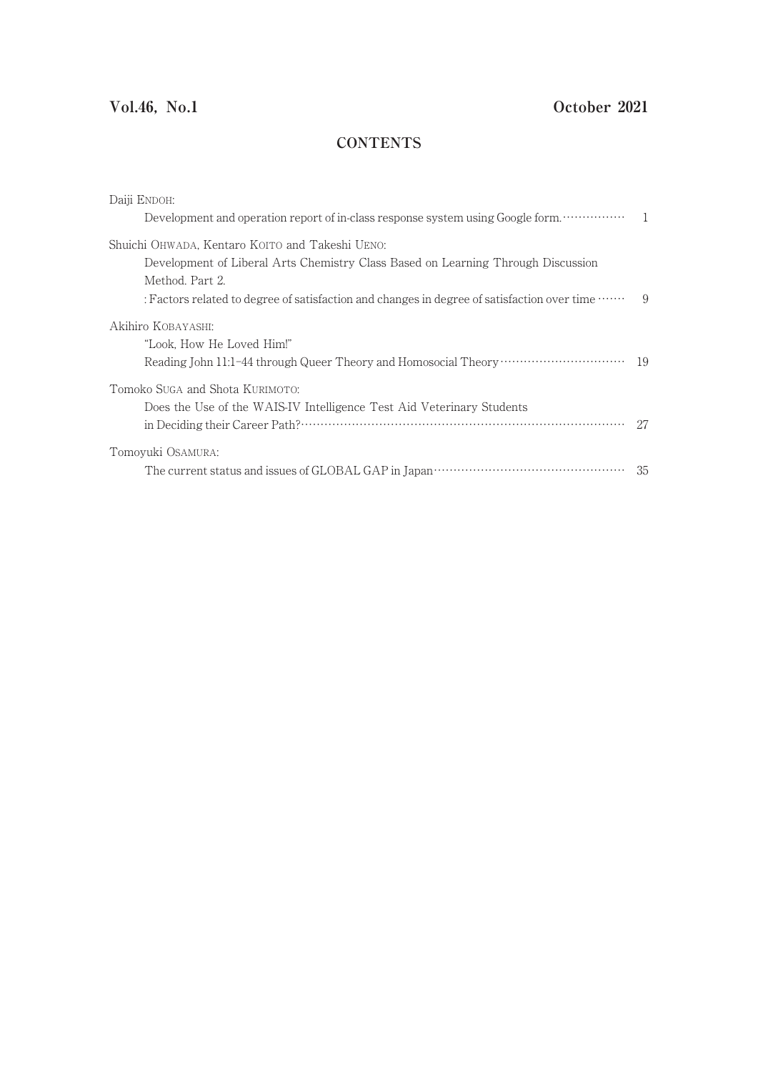Vol.46, No.1 October 2021

## CONTENTS

Daiji ENDOH:
Development and operation report of in-class response system using Google form. ……………… 1

Shuichi OHWADA, Kentaro KOITO and Takeshi UENO:
Development of Liberal Arts Chemistry Class Based on Learning Through Discussion Method. Part 2.
: Factors related to degree of satisfaction and changes in degree of satisfaction over time ……… 9

Akihiro KOBAYASHI:
"Look, How He Loved Him!"
Reading John 11:1–44 through Queer Theory and Homosocial Theory ……………………………… 19

Tomoko SUGA and Shota KURIMOTO:
Does the Use of the WAIS-IV Intelligence Test Aid Veterinary Students in Deciding their Career Path? …………………………………………………………………………… 27

Tomoyuki OSAMURA:
The current status and issues of GLOBAL GAP in Japan ……………………………………………… 35